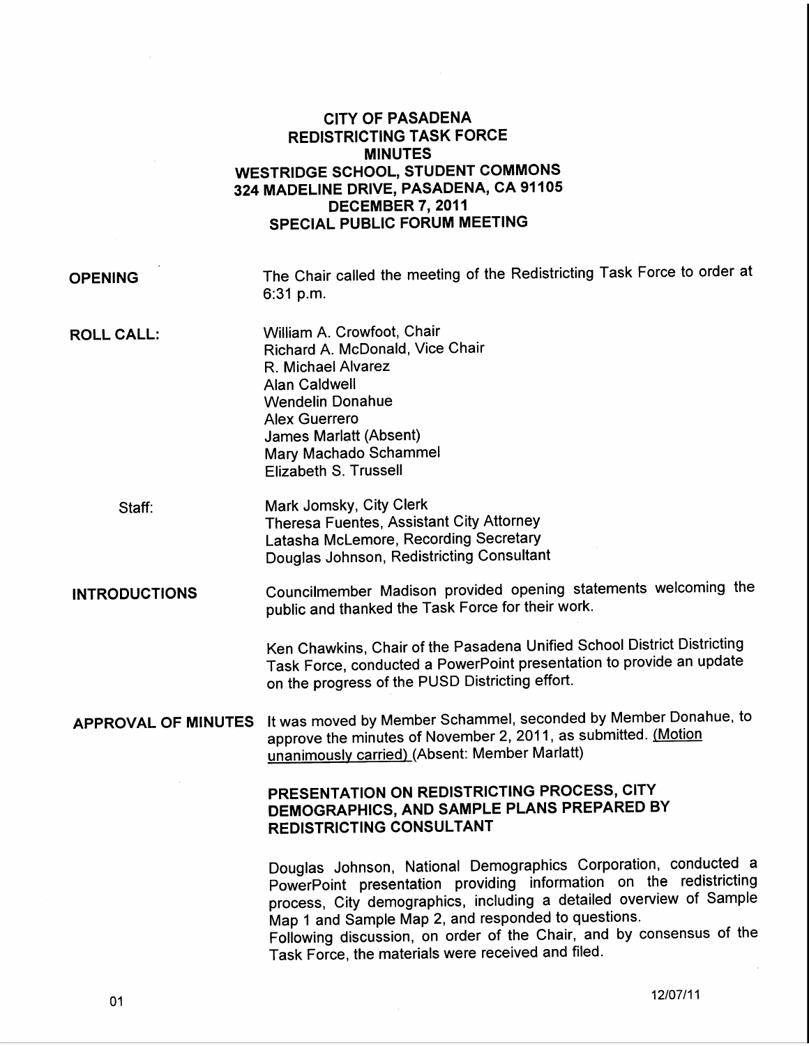# CITY OF PASADENA
# REDISTRICTING TASK FORCE
# MINUTES
## WESTRIDGE SCHOOL, STUDENT COMMONS
## 324 MADELINE DRIVE, PASADENA, CA 91105
## DECEMBER 7, 2011
## SPECIAL PUBLIC FORUM MEETING

**OPENING**

The Chair called the meeting of the Redistricting Task Force to order at 6:31 p.m.

**ROLL CALL:**

William A. Crowfoot, Chair
Richard A. McDonald, Vice Chair
R. Michael Alvarez
Alan Caldwell
Wendelin Donahue
Alex Guerrero
James Marlatt (Absent)
Mary Machado Schammel
Elizabeth S. Trussell

Staff:

Mark Jomsky, City Clerk
Theresa Fuentes, Assistant City Attorney
Latasha McLemore, Recording Secretary
Douglas Johnson, Redistricting Consultant

**INTRODUCTIONS**

Councilmember Madison provided opening statements welcoming the public and thanked the Task Force for their work.

Ken Chawkins, Chair of the Pasadena Unified School District Districting Task Force, conducted a PowerPoint presentation to provide an update on the progress of the PUSD Districting effort.

**APPROVAL OF MINUTES**

It was moved by Member Schammel, seconded by Member Donahue, to approve the minutes of November 2, 2011, as submitted. (Motion unanimously carried) (Absent: Member Marlatt)

**PRESENTATION ON REDISTRICTING PROCESS, CITY DEMOGRAPHICS, AND SAMPLE PLANS PREPARED BY REDISTRICTING CONSULTANT**

Douglas Johnson, National Demographics Corporation, conducted a PowerPoint presentation providing information on the redistricting process, City demographics, including a detailed overview of Sample Map 1 and Sample Map 2, and responded to questions.
Following discussion, on order of the Chair, and by consensus of the Task Force, the materials were received and filed.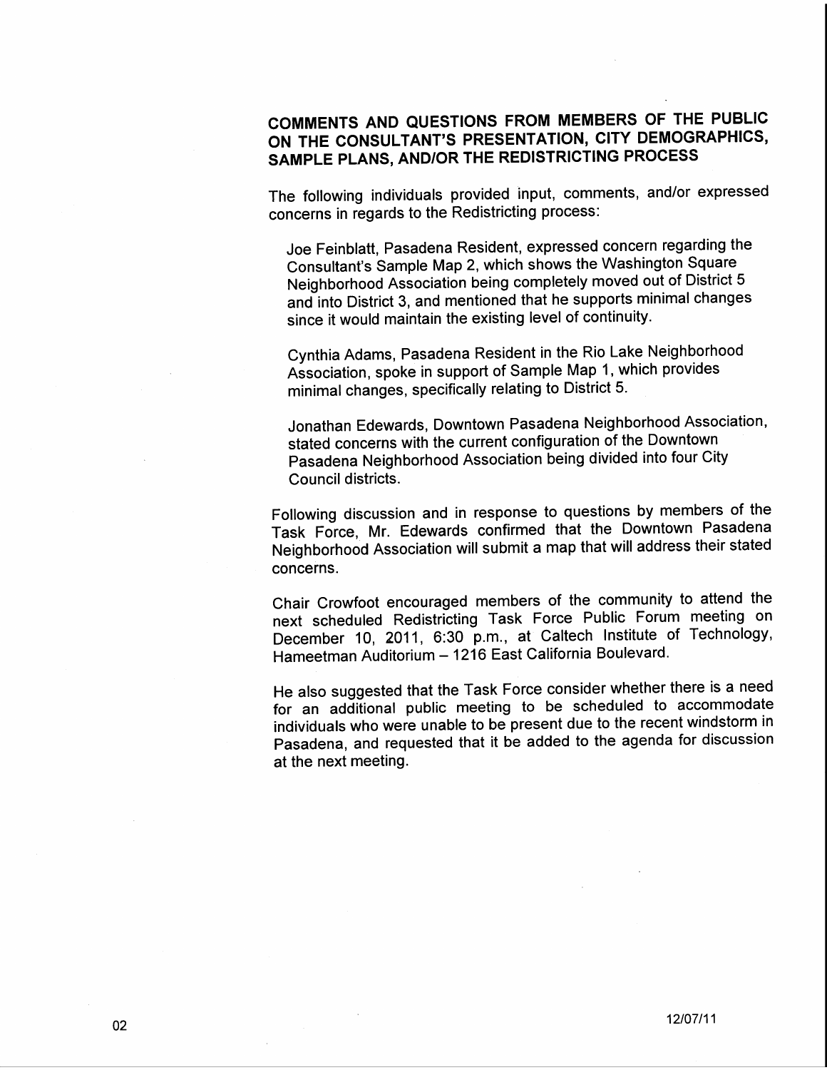## COMMENTS AND QUESTIONS FROM MEMBERS OF THE PUBLIC ON THE CONSULTANT'S PRESENTATION, CITY DEMOGRAPHICS, SAMPLE PLANS, AND/OR THE REDISTRICTING PROCESS

The following individuals provided input, comments, and/or expressed concerns in regards to the Redistricting process:

Joe Feinblatt, Pasadena Resident, expressed concern regarding the Consultant's Sample Map 2, which shows the Washington Square Neighborhood Association being completely moved out of District 5 and into District 3, and mentioned that he supports minimal changes since it would maintain the existing level of continuity.

Cynthia Adams, Pasadena Resident in the Rio Lake Neighborhood Association, spoke in support of Sample Map 1, which provides minimal changes, specifically relating to District 5.

Jonathan Edewards, Downtown Pasadena Neighborhood Association, stated concerns with the current configuration of the Downtown Pasadena Neighborhood Association being divided into four City Council districts.

Following discussion and in response to questions by members of the Task Force, Mr. Edewards confirmed that the Downtown Pasadena Neighborhood Association will submit a map that will address their stated concerns.

Chair Crowfoot encouraged members of the community to attend the next scheduled Redistricting Task Force Public Forum meeting on December 10, 2011, 6:30 p.m., at Caltech Institute of Technology, Hameetman Auditorium – 1216 East California Boulevard.

He also suggested that the Task Force consider whether there is a need for an additional public meeting to be scheduled to accommodate individuals who were unable to be present due to the recent windstorm in Pasadena, and requested that it be added to the agenda for discussion at the next meeting.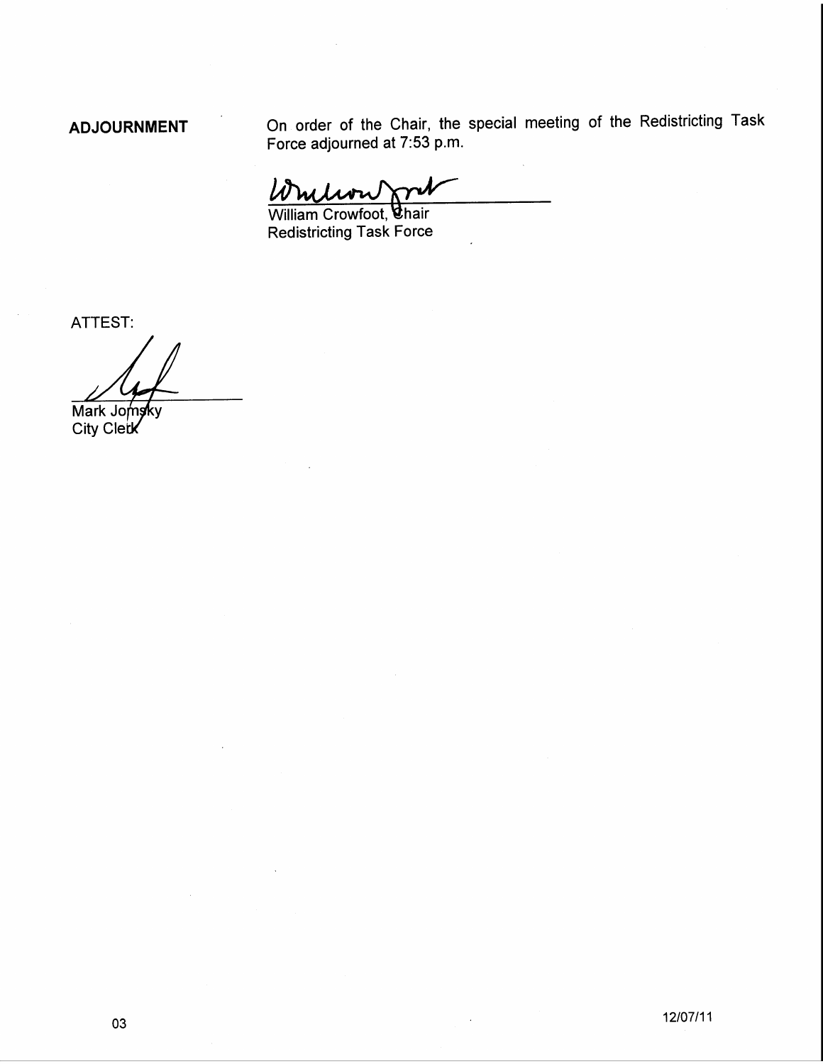**ADJOURNMENT**

On order of the Chair, the special meeting of the Redistricting Task Force adjourned at 7:53 p.m.

William Crowfoot, Chair
Redistricting Task Force

ATTEST:

Mark Jomsky
City Clerk

12/07/11